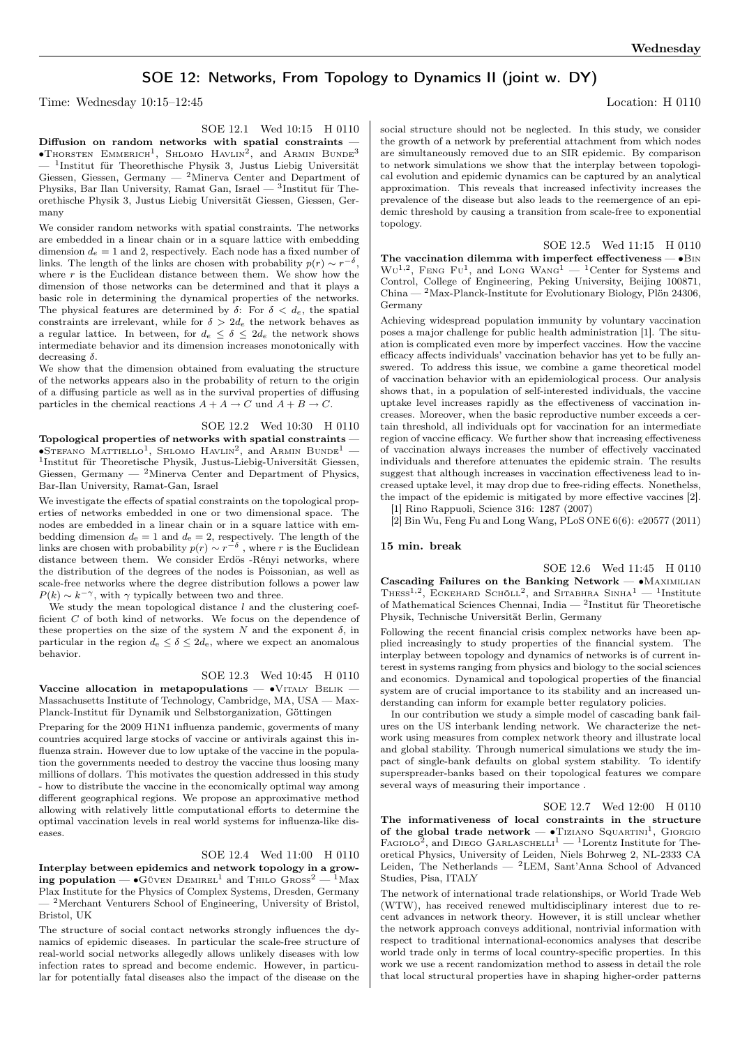# SOE 12: Networks, From Topology to Dynamics II (joint w. DY)

Time: Wednesday 10:15–12:45 Location: H 0110

SOE 12.1 Wed 10:15 H 0110

**Diffusion on random networks with spatial constraints** — •Thorsten Emmerich[1], Shlomo Havlin[2], and Armin Bunde[3] — [1]Institut für Theorethische Physik 3, Justus Liebig Universität Giessen, Giessen, Germany — [2]Minerva Center and Department of Physiks, Bar Ilan University, Ramat Gan, Israel — [3]Institut für Theorethische Physik 3, Justus Liebig Universität Giessen, Giessen, Germany

We consider random networks with spatial constraints. The networks are embedded in a linear chain or in a square lattice with embedding dimension $d_e = 1$ and 2, respectively. Each node has a fixed number of links. The length of the links are chosen with probability $p(r) \sim r^{-\delta}$, where $r$ is the Euclidean distance between them. We show how the dimension of those networks can be determined and that it plays a basic role in determining the dynamical properties of the networks. The physical features are determined by $\delta$: For $\delta < d_e$, the spatial constraints are irrelevant, while for $\delta > 2d_e$ the network behaves as a regular lattice. In between, for $d_e \leq \delta \leq 2d_e$ the network shows intermediate behavior and its dimension increases monotonically with decreasing $\delta$.

We show that the dimension obtained from evaluating the structure of the networks appears also in the probability of return to the origin of a diffusing particle as well as in the survival properties of diffusing particles in the chemical reactions $A + A \rightarrow C$ und $A + B \rightarrow C$.

SOE 12.2 Wed 10:30 H 0110

**Topological properties of networks with spatial constraints** — •Stefano Mattiello[1], Shlomo Havlin[2], and Armin Bunde[1] — [1]Institut für Theoretische Physik, Justus-Liebig-Universität Giessen, Giessen, Germany — [2]Minerva Center and Department of Physics, Bar-Ilan University, Ramat-Gan, Israel

We investigate the effects of spatial constraints on the topological properties of networks embedded in one or two dimensional space. The nodes are embedded in a linear chain or in a square lattice with embedding dimension $d_e = 1$ and $d_e = 2$, respectively. The length of the links are chosen with probability $p(r) \sim r^{-\delta}$ , where $r$ is the Euclidean distance between them. We consider Erdös -Rényi networks, where the distribution of the degrees of the nodes is Poissonian, as well as scale-free networks where the degree distribution follows a power law $P(k) \sim k^{-\gamma}$, with $\gamma$ typically between two and three.

We study the mean topological distance $l$ and the clustering coefficient $C$ of both kind of networks. We focus on the dependence of these properties on the size of the system $N$ and the exponent $\delta$, in particular in the region $d_e \leq \delta \leq 2d_e$, where we expect an anomalous behavior.

SOE 12.3 Wed 10:45 H 0110

**Vaccine allocation in metapopulations** — •Vitaly Belik — Massachusetts Institute of Technology, Cambridge, MA, USA — Max-Planck-Institut für Dynamik und Selbstorganization, Göttingen

Preparing for the 2009 H1N1 influenza pandemic, goverments of many countries acquired large stocks of vaccine or antivirals against this influenza strain. However due to low uptake of the vaccine in the population the governments needed to destroy the vaccine thus loosing many millions of dollars. This motivates the question addressed in this study - how to distribute the vaccine in the economically optimal way among different geographical regions. We propose an approximative method allowing with relatively little computational efforts to determine the optimal vaccination levels in real world systems for influenza-like diseases.

SOE 12.4 Wed 11:00 H 0110

**Interplay between epidemics and network topology in a growing population** — •Güven Demirel[1] and Thilo Gross[2] — [1]Max Plax Institute for the Physics of Complex Systems, Dresden, Germany — [2]Merchant Venturers School of Engineering, University of Bristol, Bristol, UK

The structure of social contact networks strongly influences the dynamics of epidemic diseases. In particular the scale-free structure of real-world social networks allegedly allows unlikely diseases with low infection rates to spread and become endemic. However, in particular for potentially fatal diseases also the impact of the disease on the social structure should not be neglected. In this study, we consider the growth of a network by preferential attachment from which nodes are simultaneously removed due to an SIR epidemic. By comparison to network simulations we show that the interplay between topological evolution and epidemic dynamics can be captured by an analytical approximation. This reveals that increased infectivity increases the prevalence of the disease but also leads to the reemergence of an epidemic threshold by causing a transition from scale-free to exponential topology.

SOE 12.5 Wed 11:15 H 0110

**The vaccination dilemma with imperfect effectiveness** — •Bin Wu[1,2], Feng Fu[1], and Long Wang[1] — [1]Center for Systems and Control, College of Engineering, Peking University, Beijing 100871, China — [2]Max-Planck-Institute for Evolutionary Biology, Plön 24306, Germany

Achieving widespread population immunity by voluntary vaccination poses a major challenge for public health administration [1]. The situation is complicated even more by imperfect vaccines. How the vaccine efficacy affects individuals' vaccination behavior has yet to be fully answered. To address this issue, we combine a game theoretical model of vaccination behavior with an epidemiological process. Our analysis shows that, in a population of self-interested individuals, the vaccine uptake level increases rapidly as the effectiveness of vaccination increases. Moreover, when the basic reproductive number exceeds a certain threshold, all individuals opt for vaccination for an intermediate region of vaccine efficacy. We further show that increasing effectiveness of vaccination always increases the number of effectively vaccinated individuals and therefore attenuates the epidemic strain. The results suggest that although increases in vaccination effectiveness lead to increased uptake level, it may drop due to free-riding effects. Nonethelss, the impact of the epidemic is mitigated by more effective vaccines [2].

[1] Rino Rappuoli, Science 316: 1287 (2007)

[2] Bin Wu, Feng Fu and Long Wang, PLoS ONE 6(6): e20577 (2011)

**15 min. break**

SOE 12.6 Wed 11:45 H 0110

**Cascading Failures on the Banking Network** — •Maximilian Thess[1,2], Eckehard Schöll[2], and Sitabhra Sinha[1] — [1]Institute of Mathematical Sciences Chennai, India — [2]Institut für Theoretische Physik, Technische Universität Berlin, Germany

Following the recent financial crisis complex networks have been applied increasingly to study properties of the financial system. The interplay between topology and dynamics of networks is of current interest in systems ranging from physics and biology to the social sciences and economics. Dynamical and topological properties of the financial system are of crucial importance to its stability and an increased understanding can inform for example better regulatory policies.

In our contribution we study a simple model of cascading bank failures on the US interbank lending network. We characterize the network using measures from complex network theory and illustrate local and global stability. Through numerical simulations we study the impact of single-bank defaults on global system stability. To identify superspreader-banks based on their topological features we compare several ways of measuring their importance .

SOE 12.7 Wed 12:00 H 0110

**The informativeness of local constraints in the structure of the global trade network** — •Tiziano Squartini[1], Giorgio Fagiolo[2], and Diego Garlaschelli[1] — [1]Lorentz Institute for Theoretical Physics, University of Leiden, Niels Bohrweg 2, NL-2333 CA Leiden, The Netherlands — [2]LEM, Sant'Anna School of Advanced Studies, Pisa, ITALY

The network of international trade relationships, or World Trade Web (WTW), has received renewed multidisciplinary interest due to recent advances in network theory. However, it is still unclear whether the network approach conveys additional, nontrivial information with respect to traditional international-economics analyses that describe world trade only in terms of local country-specific properties. In this work we use a recent randomization method to assess in detail the role that local structural properties have in shaping higher-order patterns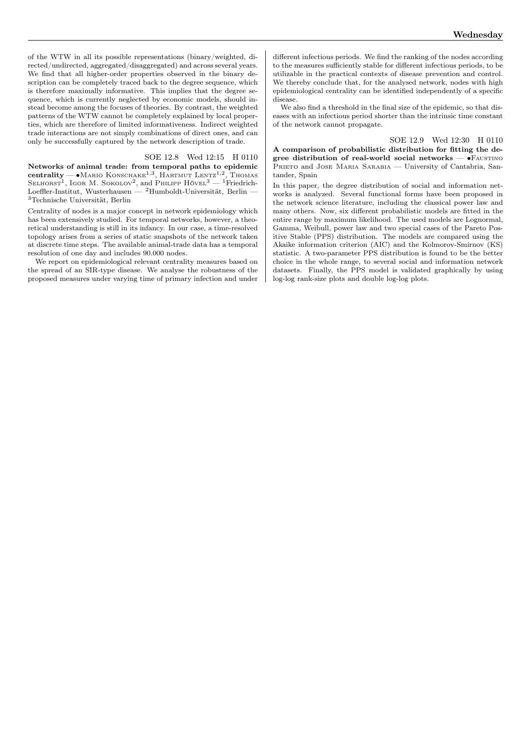of the WTW in all its possible representations (binary/weighted, directed/undirected, aggregated/disaggregated) and across several years. We find that all higher-order properties observed in the binary description can be completely traced back to the degree sequence, which is therefore maximally informative. This implies that the degree sequence, which is currently neglected by economic models, should instead become among the focuses of theories. By contrast, the weighted patterns of the WTW cannot be completely explained by local properties, which are therefore of limited informativeness. Indirect weighted trade interactions are not simply combinations of direct ones, and can only be successfully captured by the network description of trade.

SOE 12.8 Wed 12:15 H 0110

**Networks of animal trade: from temporal paths to epidemic centrality** — •Mario Konschake[1,3], Hartmut Lentz[1,2], Thomas Selhorst[1], Igor M. Sokolov[2], and Philipp Hövel[3] — [1]Friedrich-Loeffler-Institut, Wusterhausen — [2]Humboldt-Universität, Berlin — [3]Technische Universität, Berlin

Centrality of nodes is a major concept in network epidemiology which has been extensively studied. For temporal networks, however, a theoretical understanding is still in its infancy. In our case, a time-resolved topology arises from a series of static snapshots of the network taken at discrete time steps. The available animal-trade data has a temporal resolution of one day and includes 90.000 nodes.

We report on epidemiological relevant centrality measures based on the spread of an SIR-type disease. We analyse the robustness of the proposed measures under varying time of primary infection and under different infectious periods. We find the ranking of the nodes according to the measures sufficiently stable for different infectious periods, to be utilizable in the practical contexts of disease prevention and control. We thereby conclude that, for the analysed network, nodes with high epidemiological centrality can be identified independently of a specific disease.

We also find a threshold in the final size of the epidemic, so that diseases with an infectious period shorter than the intrinsic time constant of the network cannot propagate.

SOE 12.9 Wed 12:30 H 0110

**A comparison of probabilistic distribution for fitting the degree distribution of real-world social networks** — •Faustino Prieto and Jose Maria Sarabia — University of Cantabria, Santander, Spain

In this paper, the degree distribution of social and information networks is analyzed. Several functional forms have been proposed in the network science literature, including the classical power law and many others. Now, six different probabilistic models are fitted in the entire range by maximum likelihood. The used models are Lognormal, Gamma, Weibull, power law and two special cases of the Pareto Positive Stable (PPS) distribution. The models are compared using the Akaike information criterion (AIC) and the Kolmorov-Smirnov (KS) statistic. A two-parameter PPS distribution is found to be the better choice in the whole range, to several social and information network datasets. Finally, the PPS model is validated graphically by using log-log rank-size plots and double log-log plots.